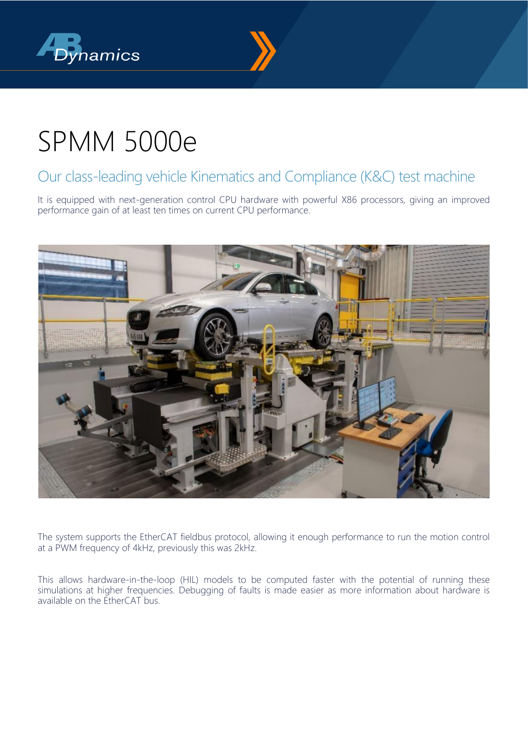# SPMM 5000e

## Our class-leading vehicle Kinematics and Compliance (K&C) test machine

It is equipped with next-generation control CPU hardware with powerful X86 processors, giving an improved performance gain of at least ten times on current CPU performance.

The system supports the EtherCAT fieldbus protocol, allowing it enough performance to run the motion control at a PWM frequency of 4kHz, previously this was 2kHz.

This allows hardware-in-the-loop (HIL) models to be computed faster with the potential of running these simulations at higher frequencies. Debugging of faults is made easier as more information about hardware is available on the EtherCAT bus.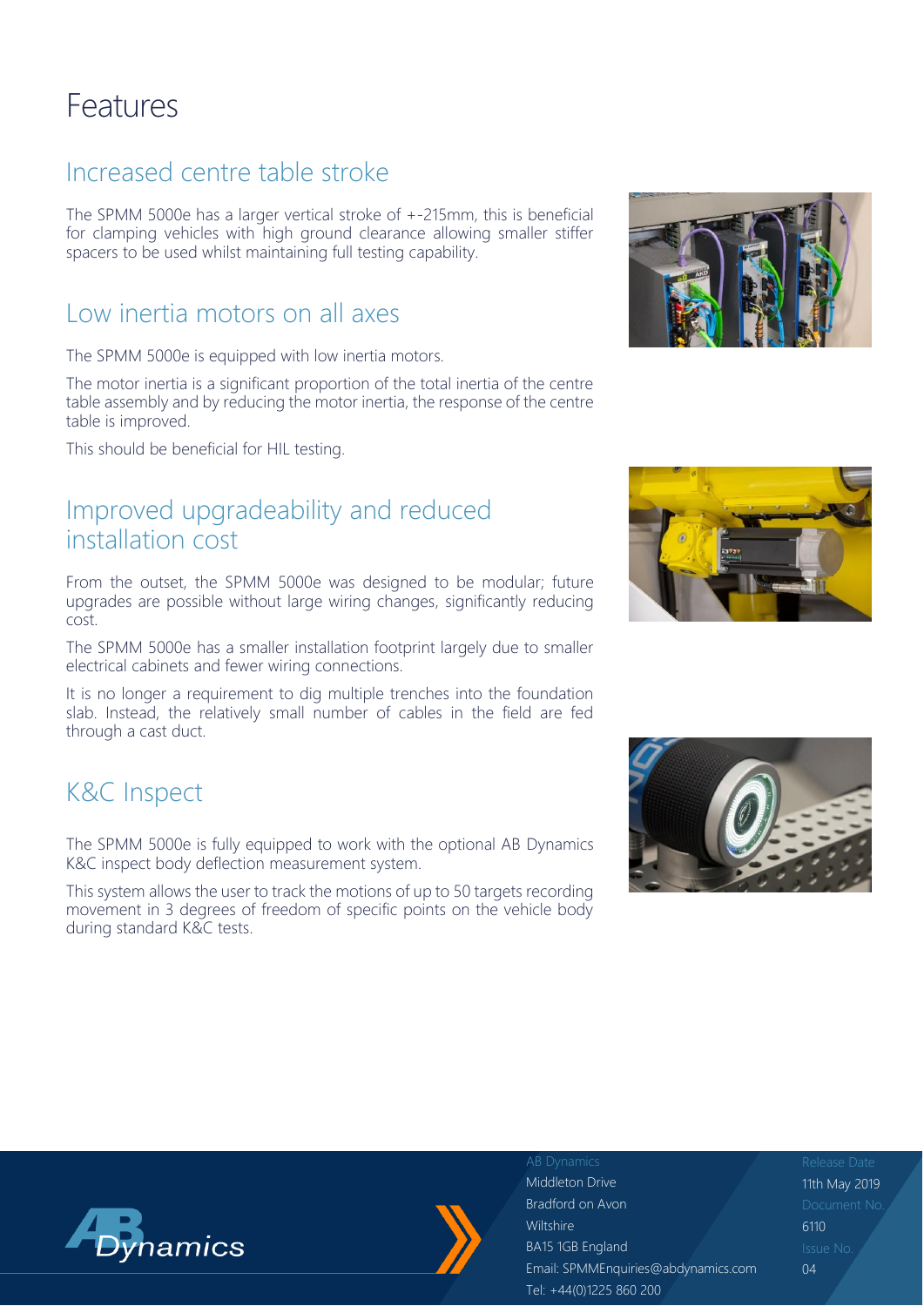# Features

## Increased centre table stroke

The SPMM 5000e has a larger vertical stroke of +-215mm, this is beneficial for clamping vehicles with high ground clearance allowing smaller stiffer spacers to be used whilst maintaining full testing capability.

## Low inertia motors on all axes

The SPMM 5000e is equipped with low inertia motors.

The motor inertia is a significant proportion of the total inertia of the centre table assembly and by reducing the motor inertia, the response of the centre table is improved.

This should be beneficial for HIL testing.

## Improved upgradeability and reduced installation cost

From the outset, the SPMM 5000e was designed to be modular; future upgrades are possible without large wiring changes, significantly reducing cost.

The SPMM 5000e has a smaller installation footprint largely due to smaller electrical cabinets and fewer wiring connections.

It is no longer a requirement to dig multiple trenches into the foundation slab. Instead, the relatively small number of cables in the field are fed through a cast duct.

## K&C Inspect

The SPMM 5000e is fully equipped to work with the optional AB Dynamics K&C inspect body deflection measurement system.

This system allows the user to track the motions of up to 50 targets recording movement in 3 degrees of freedom of specific points on the vehicle body during standard K&C tests.

AB Dynamics
Middleton Drive
Bradford on Avon
Wiltshire
BA15 1GB England
Email: SPMMEnquiries@abdynamics.com
Tel: +44(0)1225 860 200

Release Date
11th May 2019
Document No.
6110
Issue No.
04